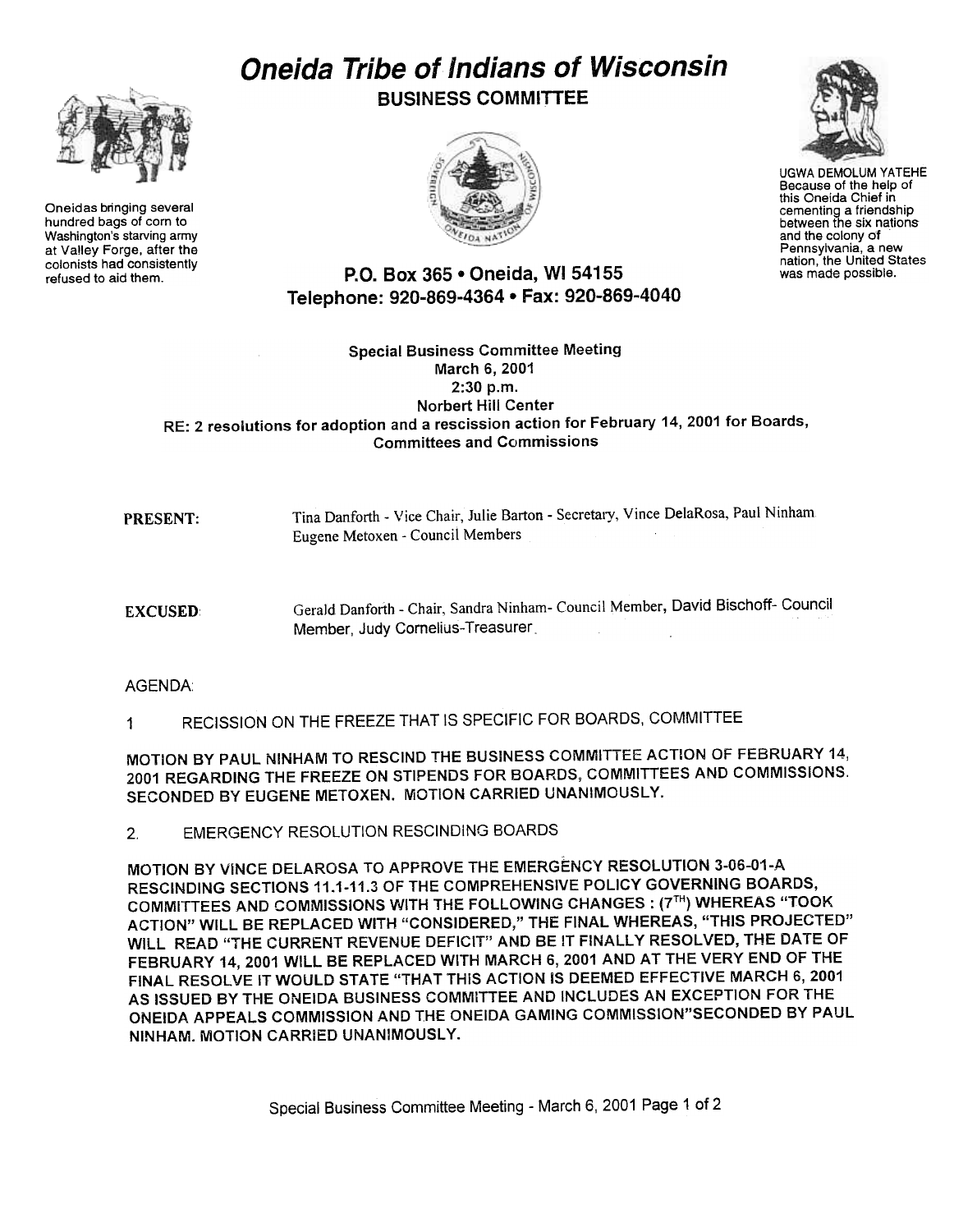# Oneida Tribe of Indians of Wisconsin

## BUSINESS COMMITTEE

Oneidas bringing several hundred bags of corn to Washington's starving army at Valley Forge, after the colonists had consistently refused to aid them.

UGWA DEMOLUM YATEHE Because of the help of this Oneida Chief in cementing a friendship between the six nations and the colony of Pennsylvania, a new nation, the United States was made possible.

**P.O. Box 365 • Oneida, WI 54155**
**Telephone: 920-869-4364 • Fax: 920-869-4040**

**Special Business Committee Meeting**
**March 6, 2001**
**2:30 p.m.**
**Norbert Hill Center**
**RE: 2 resolutions for adoption and a rescission action for February 14, 2001 for Boards, Committees and Commissions**

**PRESENT:** Tina Danforth - Vice Chair, Julie Barton - Secretary, Vince DelaRosa, Paul Ninham Eugene Metoxen - Council Members

**EXCUSED:** Gerald Danforth - Chair, Sandra Ninham- Council Member, David Bischoff- Council Member, Judy Cornelius-Treasurer.

AGENDA:

1 RECISSION ON THE FREEZE THAT IS SPECIFIC FOR BOARDS, COMMITTEE

**MOTION BY PAUL NINHAM TO RESCIND THE BUSINESS COMMITTEE ACTION OF FEBRUARY 14, 2001 REGARDING THE FREEZE ON STIPENDS FOR BOARDS, COMMITTEES AND COMMISSIONS. SECONDED BY EUGENE METOXEN. MOTION CARRIED UNANIMOUSLY.**

2. EMERGENCY RESOLUTION RESCINDING BOARDS

**MOTION BY VINCE DELAROSA TO APPROVE THE EMERGENCY RESOLUTION 3-06-01-A RESCINDING SECTIONS 11.1-11.3 OF THE COMPREHENSIVE POLICY GOVERNING BOARDS, COMMITTEES AND COMMISSIONS WITH THE FOLLOWING CHANGES : (7TH) WHEREAS "TOOK ACTION" WILL BE REPLACED WITH "CONSIDERED," THE FINAL WHEREAS, "THIS PROJECTED" WILL READ "THE CURRENT REVENUE DEFICIT" AND BE IT FINALLY RESOLVED, THE DATE OF FEBRUARY 14, 2001 WILL BE REPLACED WITH MARCH 6, 2001 AND AT THE VERY END OF THE FINAL RESOLVE IT WOULD STATE "THAT THIS ACTION IS DEEMED EFFECTIVE MARCH 6, 2001 AS ISSUED BY THE ONEIDA BUSINESS COMMITTEE AND INCLUDES AN EXCEPTION FOR THE ONEIDA APPEALS COMMISSION AND THE ONEIDA GAMING COMMISSION"SECONDED BY PAUL NINHAM. MOTION CARRIED UNANIMOUSLY.**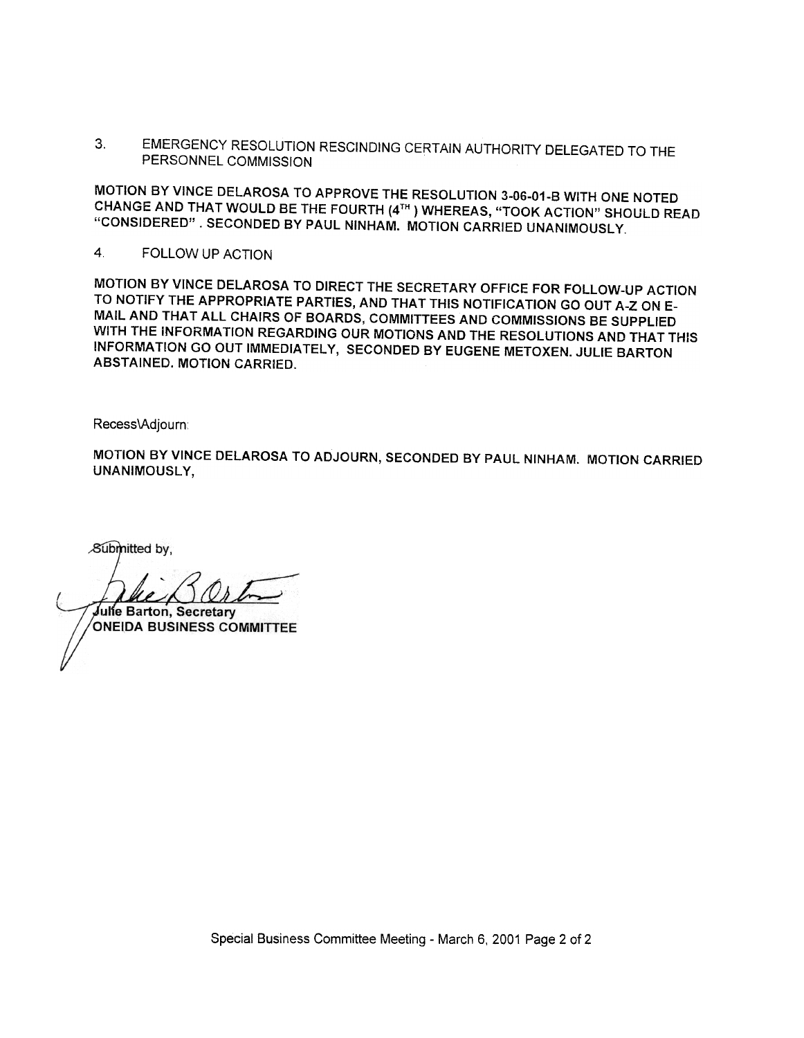3. EMERGENCY RESOLUTION RESCINDING CERTAIN AUTHORITY DELEGATED TO THE PERSONNEL COMMISSION

MOTION BY VINCE DELAROSA TO APPROVE THE RESOLUTION 3-06-01-B WITH ONE NOTED CHANGE AND THAT WOULD BE THE FOURTH (4TH) WHEREAS, "TOOK ACTION" SHOULD READ "CONSIDERED". SECONDED BY PAUL NINHAM. MOTION CARRIED UNANIMOUSLY.

4. FOLLOW UP ACTION

MOTION BY VINCE DELAROSA TO DIRECT THE SECRETARY OFFICE FOR FOLLOW-UP ACTION TO NOTIFY THE APPROPRIATE PARTIES, AND THAT THIS NOTIFICATION GO OUT A-Z ON E-MAIL AND THAT ALL CHAIRS OF BOARDS, COMMITTEES AND COMMISSIONS BE SUPPLIED WITH THE INFORMATION REGARDING OUR MOTIONS AND THE RESOLUTIONS AND THAT THIS INFORMATION GO OUT IMMEDIATELY, SECONDED BY EUGENE METOXEN. JULIE BARTON ABSTAINED. MOTION CARRIED.

Recess\Adjourn:

MOTION BY VINCE DELAROSA TO ADJOURN, SECONDED BY PAUL NINHAM. MOTION CARRIED UNANIMOUSLY,

Submitted by,

Julie Barton, Secretary
ONEIDA BUSINESS COMMITTEE